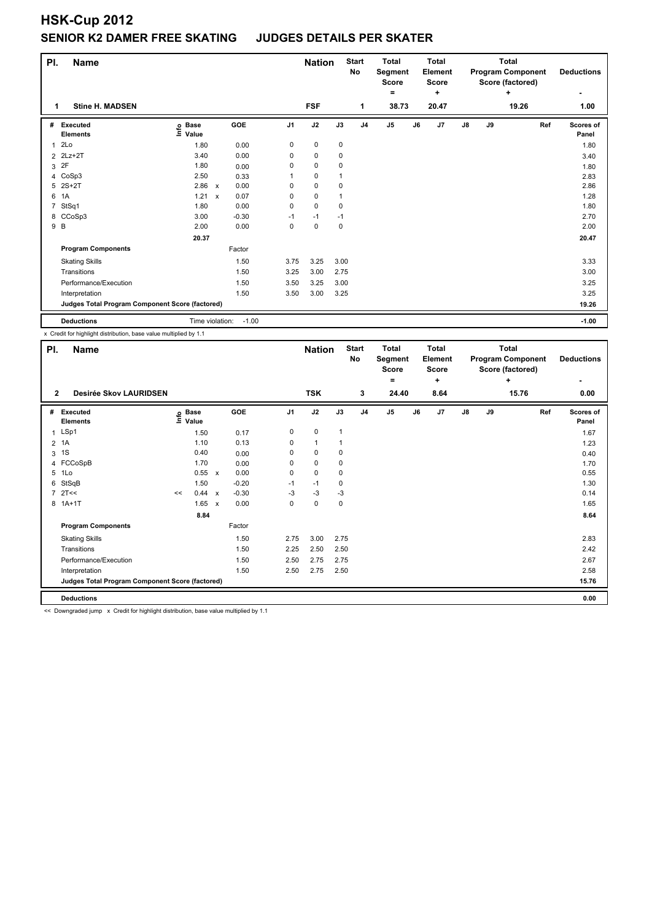# HSK-Cup 2012

## SENIOR K2 DAMER FREE SKATING JUDGES DETAILS PER SKATER

| Pl. | Name | Nation | Start No | Total Segment Score = | Total Element Score + | Total Program Component Score (factored) + | Deductions - |
|---|---|---|---|---|---|---|---|
| 1 | Stine H. MADSEN | FSF | 1 | 38.73 | 20.47 | 19.26 | 1.00 |

| # | Executed Elements | Info | Base Value | | GOE | J1 | J2 | J3 | J4 | J5 | J6 | J7 | J8 | J9 | Ref | Scores of Panel |
|---|---|---|---|---|---|---|---|---|---|---|---|---|---|---|---|---|
| 1 | 2Lo | | 1.80 | | 0.00 | 0 | 0 | 0 | | | | | | | | 1.80 |
| 2 | 2Lz+2T | | 3.40 | | 0.00 | 0 | 0 | 0 | | | | | | | | 3.40 |
| 3 | 2F | | 1.80 | | 0.00 | 0 | 0 | 0 | | | | | | | | 1.80 |
| 4 | CoSp3 | | 2.50 | | 0.33 | 1 | 0 | 1 | | | | | | | | 2.83 |
| 5 | 2S+2T | | 2.86 | x | 0.00 | 0 | 0 | 0 | | | | | | | | 2.86 |
| 6 | 1A | | 1.21 | x | 0.07 | 0 | 0 | 1 | | | | | | | | 1.28 |
| 7 | StSq1 | | 1.80 | | 0.00 | 0 | 0 | 0 | | | | | | | | 1.80 |
| 8 | CCoSp3 | | 3.00 | | -0.30 | -1 | -1 | -1 | | | | | | | | 2.70 |
| 9 | B | | 2.00 | | 0.00 | 0 | 0 | 0 | | | | | | | | 2.00 |
| | | | 20.37 | | | | | | | | | | | | | 20.47 |
| | **Program Components** | | | | Factor | | | | | | | | | | | |
| | Skating Skills | | | | 1.50 | 3.75 | 3.25 | 3.00 | | | | | | | | 3.33 |
| | Transitions | | | | 1.50 | 3.25 | 3.00 | 2.75 | | | | | | | | 3.00 |
| | Performance/Execution | | | | 1.50 | 3.50 | 3.25 | 3.00 | | | | | | | | 3.25 |
| | Interpretation | | | | 1.50 | 3.50 | 3.00 | 3.25 | | | | | | | | 3.25 |
| | **Judges Total Program Component Score (factored)** | | | | | | | | | | | | | | | 19.26 |
| | **Deductions** | | Time violation: | | -1.00 | | | | | | | | | | | -1.00 |

x Credit for highlight distribution, base value multiplied by 1.1

| Pl. | Name | Nation | Start No | Total Segment Score = | Total Element Score + | Total Program Component Score (factored) + | Deductions - |
|---|---|---|---|---|---|---|---|
| 2 | Desirée Skov LAURIDSEN | TSK | 3 | 24.40 | 8.64 | 15.76 | 0.00 |

| # | Executed Elements | Info | Base Value | | GOE | J1 | J2 | J3 | J4 | J5 | J6 | J7 | J8 | J9 | Ref | Scores of Panel |
|---|---|---|---|---|---|---|---|---|---|---|---|---|---|---|---|---|
| 1 | LSp1 | | 1.50 | | 0.17 | 0 | 0 | 1 | | | | | | | | 1.67 |
| 2 | 1A | | 1.10 | | 0.13 | 0 | 1 | 1 | | | | | | | | 1.23 |
| 3 | 1S | | 0.40 | | 0.00 | 0 | 0 | 0 | | | | | | | | 0.40 |
| 4 | FCCoSpB | | 1.70 | | 0.00 | 0 | 0 | 0 | | | | | | | | 1.70 |
| 5 | 1Lo | | 0.55 | x | 0.00 | 0 | 0 | 0 | | | | | | | | 0.55 |
| 6 | StSqB | | 1.50 | | -0.20 | -1 | -1 | 0 | | | | | | | | 1.30 |
| 7 | 2T<< | << | 0.44 | x | -0.30 | -3 | -3 | -3 | | | | | | | | 0.14 |
| 8 | 1A+1T | | 1.65 | x | 0.00 | 0 | 0 | 0 | | | | | | | | 1.65 |
| | | | 8.84 | | | | | | | | | | | | | 8.64 |
| | **Program Components** | | | | Factor | | | | | | | | | | | |
| | Skating Skills | | | | 1.50 | 2.75 | 3.00 | 2.75 | | | | | | | | 2.83 |
| | Transitions | | | | 1.50 | 2.25 | 2.50 | 2.50 | | | | | | | | 2.42 |
| | Performance/Execution | | | | 1.50 | 2.50 | 2.75 | 2.75 | | | | | | | | 2.67 |
| | Interpretation | | | | 1.50 | 2.50 | 2.75 | 2.50 | | | | | | | | 2.58 |
| | **Judges Total Program Component Score (factored)** | | | | | | | | | | | | | | | 15.76 |
| | **Deductions** | | | | | | | | | | | | | | | 0.00 |

<< Downgraded jump x Credit for highlight distribution, base value multiplied by 1.1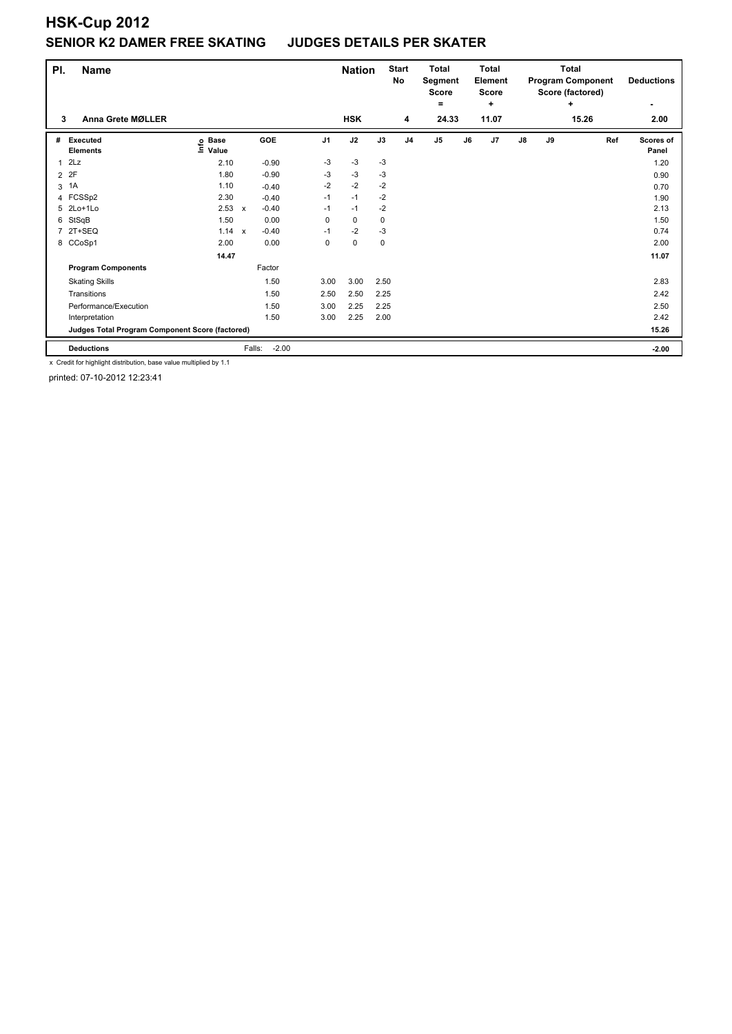# HSK-Cup 2012

## SENIOR K2 DAMER FREE SKATING JUDGES DETAILS PER SKATER

| Pl. | Name | Nation | Start No | Total Segment Score = | Total Element Score + | Total Program Component Score (factored) + | Deductions - |
|---|---|---|---|---|---|---|---|
| 3 | Anna Grete MØLLER | HSK | 4 | 24.33 | 11.07 | 15.26 | 2.00 |

| # | Executed Elements | Info | Base Value | | GOE | J1 | J2 | J3 | J4 | J5 | J6 | J7 | J8 | J9 | Ref | Scores of Panel |
|---|---|---|---|---|---|---|---|---|---|---|---|---|---|---|---|---|
| 1 | 2Lz | | 2.10 | | -0.90 | -3 | -3 | -3 | | | | | | | | 1.20 |
| 2 | 2F | | 1.80 | | -0.90 | -3 | -3 | -3 | | | | | | | | 0.90 |
| 3 | 1A | | 1.10 | | -0.40 | -2 | -2 | -2 | | | | | | | | 0.70 |
| 4 | FCSSp2 | | 2.30 | | -0.40 | -1 | -1 | -2 | | | | | | | | 1.90 |
| 5 | 2Lo+1Lo | | 2.53 | x | -0.40 | -1 | -1 | -2 | | | | | | | | 2.13 |
| 6 | StSqB | | 1.50 | | 0.00 | 0 | 0 | 0 | | | | | | | | 1.50 |
| 7 | 2T+SEQ | | 1.14 | x | -0.40 | -1 | -2 | -3 | | | | | | | | 0.74 |
| 8 | CCoSp1 | | 2.00 | | 0.00 | 0 | 0 | 0 | | | | | | | | 2.00 |
| | | | 14.47 | | | | | | | | | | | | | 11.07 |
| | **Program Components** | | | | Factor | | | | | | | | | | | |
| | Skating Skills | | | | 1.50 | 3.00 | 3.00 | 2.50 | | | | | | | | 2.83 |
| | Transitions | | | | 1.50 | 2.50 | 2.50 | 2.25 | | | | | | | | 2.42 |
| | Performance/Execution | | | | 1.50 | 3.00 | 2.25 | 2.25 | | | | | | | | 2.50 |
| | Interpretation | | | | 1.50 | 3.00 | 2.25 | 2.00 | | | | | | | | 2.42 |
| | **Judges Total Program Component Score (factored)** | | | | | | | | | | | | | | | 15.26 |
| | **Deductions** | | | Falls: | -2.00 | | | | | | | | | | | -2.00 |

x Credit for highlight distribution, base value multiplied by 1.1

printed: 07-10-2012 12:23:41